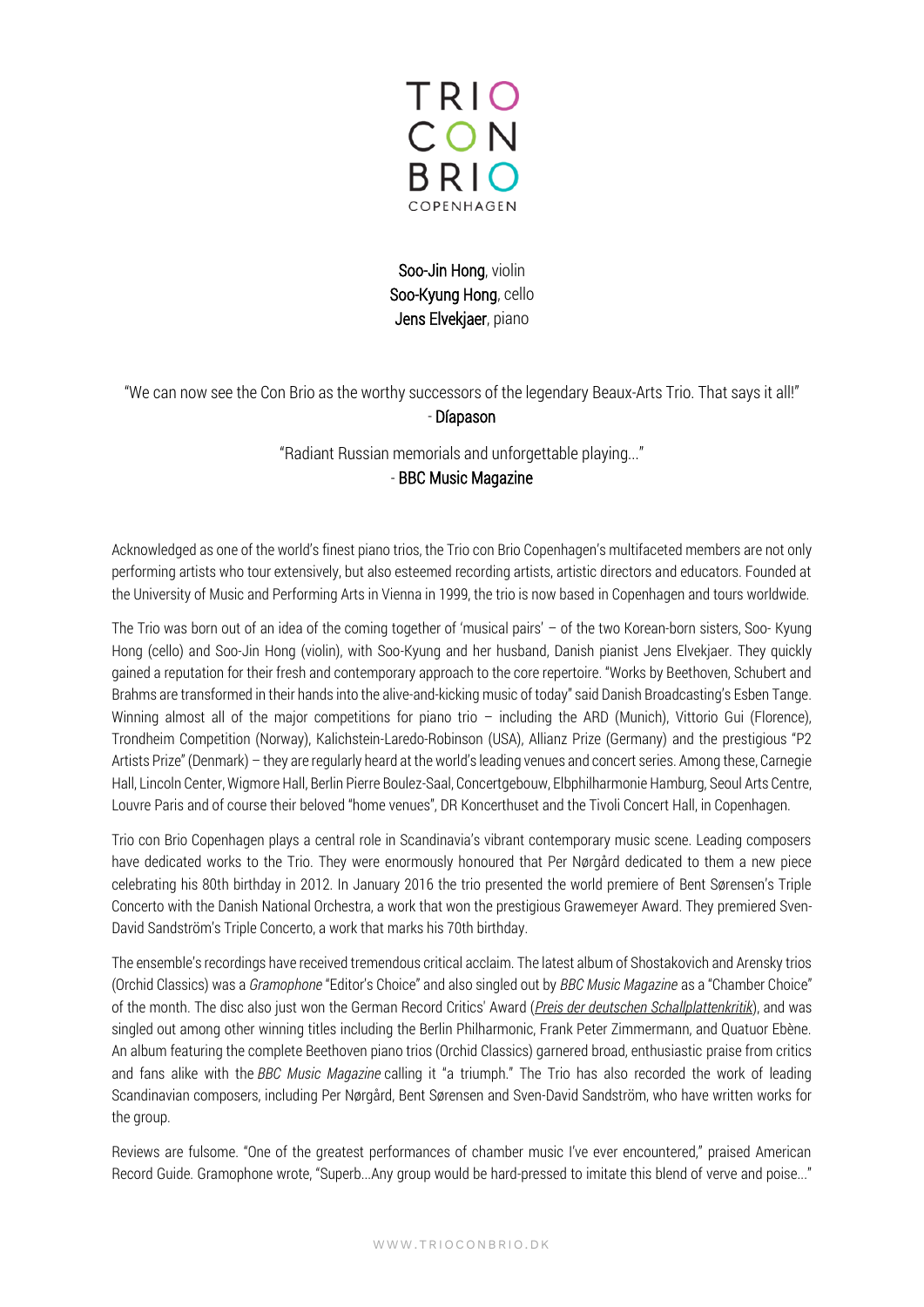# TRIO CON BRIO COPENHAGEN

Soo-Jin Hong, violin
Soo-Kyung Hong, cello
Jens Elvekjaer, piano

"We can now see the Con Brio as the worthy successors of the legendary Beaux-Arts Trio. That says it all!"
- Díapason

"Radiant Russian memorials and unforgettable playing..."
- BBC Music Magazine

Acknowledged as one of the world's finest piano trios, the Trio con Brio Copenhagen's multifaceted members are not only performing artists who tour extensively, but also esteemed recording artists, artistic directors and educators. Founded at the University of Music and Performing Arts in Vienna in 1999, the trio is now based in Copenhagen and tours worldwide.

The Trio was born out of an idea of the coming together of 'musical pairs' – of the two Korean-born sisters, Soo- Kyung Hong (cello) and Soo-Jin Hong (violin), with Soo-Kyung and her husband, Danish pianist Jens Elvekjaer. They quickly gained a reputation for their fresh and contemporary approach to the core repertoire. "Works by Beethoven, Schubert and Brahms are transformed in their hands into the alive-and-kicking music of today" said Danish Broadcasting's Esben Tange. Winning almost all of the major competitions for piano trio – including the ARD (Munich), Vittorio Gui (Florence), Trondheim Competition (Norway), Kalichstein-Laredo-Robinson (USA), Allianz Prize (Germany) and the prestigious "P2 Artists Prize" (Denmark) – they are regularly heard at the world's leading venues and concert series. Among these, Carnegie Hall, Lincoln Center, Wigmore Hall, Berlin Pierre Boulez-Saal, Concertgebouw, Elbphilharmonie Hamburg, Seoul Arts Centre, Louvre Paris and of course their beloved "home venues", DR Koncerthuset and the Tivoli Concert Hall, in Copenhagen.

Trio con Brio Copenhagen plays a central role in Scandinavia's vibrant contemporary music scene. Leading composers have dedicated works to the Trio. They were enormously honoured that Per Nørgård dedicated to them a new piece celebrating his 80th birthday in 2012. In January 2016 the trio presented the world premiere of Bent Sørensen's Triple Concerto with the Danish National Orchestra, a work that won the prestigious Grawemeyer Award. They premiered Sven-David Sandström's Triple Concerto, a work that marks his 70th birthday.

The ensemble's recordings have received tremendous critical acclaim. The latest album of Shostakovich and Arensky trios (Orchid Classics) was a *Gramophone* "Editor's Choice" and also singled out by *BBC Music Magazine* as a "Chamber Choice" of the month. The disc also just won the German Record Critics' Award (*Preis der deutschen Schallplattenkritik*), and was singled out among other winning titles including the Berlin Philharmonic, Frank Peter Zimmermann, and Quatuor Ebène. An album featuring the complete Beethoven piano trios (Orchid Classics) garnered broad, enthusiastic praise from critics and fans alike with the *BBC Music Magazine* calling it "a triumph." The Trio has also recorded the work of leading Scandinavian composers, including Per Nørgård, Bent Sørensen and Sven-David Sandström, who have written works for the group.

Reviews are fulsome. "One of the greatest performances of chamber music I've ever encountered," praised American Record Guide. Gramophone wrote, "Superb...Any group would be hard-pressed to imitate this blend of verve and poise..."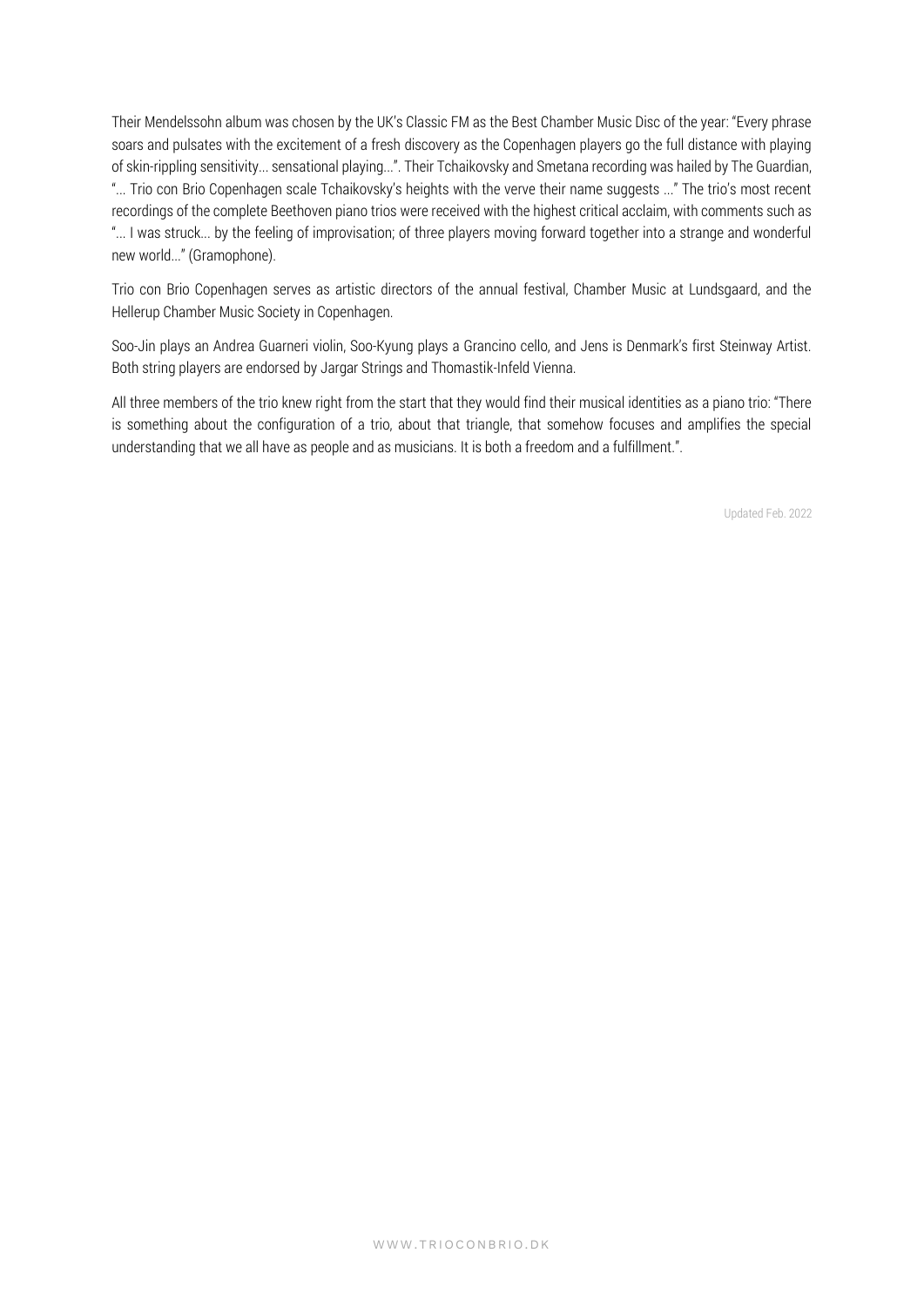Their Mendelssohn album was chosen by the UK's Classic FM as the Best Chamber Music Disc of the year: "Every phrase soars and pulsates with the excitement of a fresh discovery as the Copenhagen players go the full distance with playing of skin-rippling sensitivity... sensational playing...". Their Tchaikovsky and Smetana recording was hailed by The Guardian, "... Trio con Brio Copenhagen scale Tchaikovsky's heights with the verve their name suggests ..." The trio's most recent recordings of the complete Beethoven piano trios were received with the highest critical acclaim, with comments such as "... I was struck... by the feeling of improvisation; of three players moving forward together into a strange and wonderful new world..." (Gramophone).

Trio con Brio Copenhagen serves as artistic directors of the annual festival, Chamber Music at Lundsgaard, and the Hellerup Chamber Music Society in Copenhagen.

Soo-Jin plays an Andrea Guarneri violin, Soo-Kyung plays a Grancino cello, and Jens is Denmark's first Steinway Artist. Both string players are endorsed by Jargar Strings and Thomastik-Infeld Vienna.

All three members of the trio knew right from the start that they would find their musical identities as a piano trio: "There is something about the configuration of a trio, about that triangle, that somehow focuses and amplifies the special understanding that we all have as people and as musicians. It is both a freedom and a fulfillment.".

Updated Feb. 2022